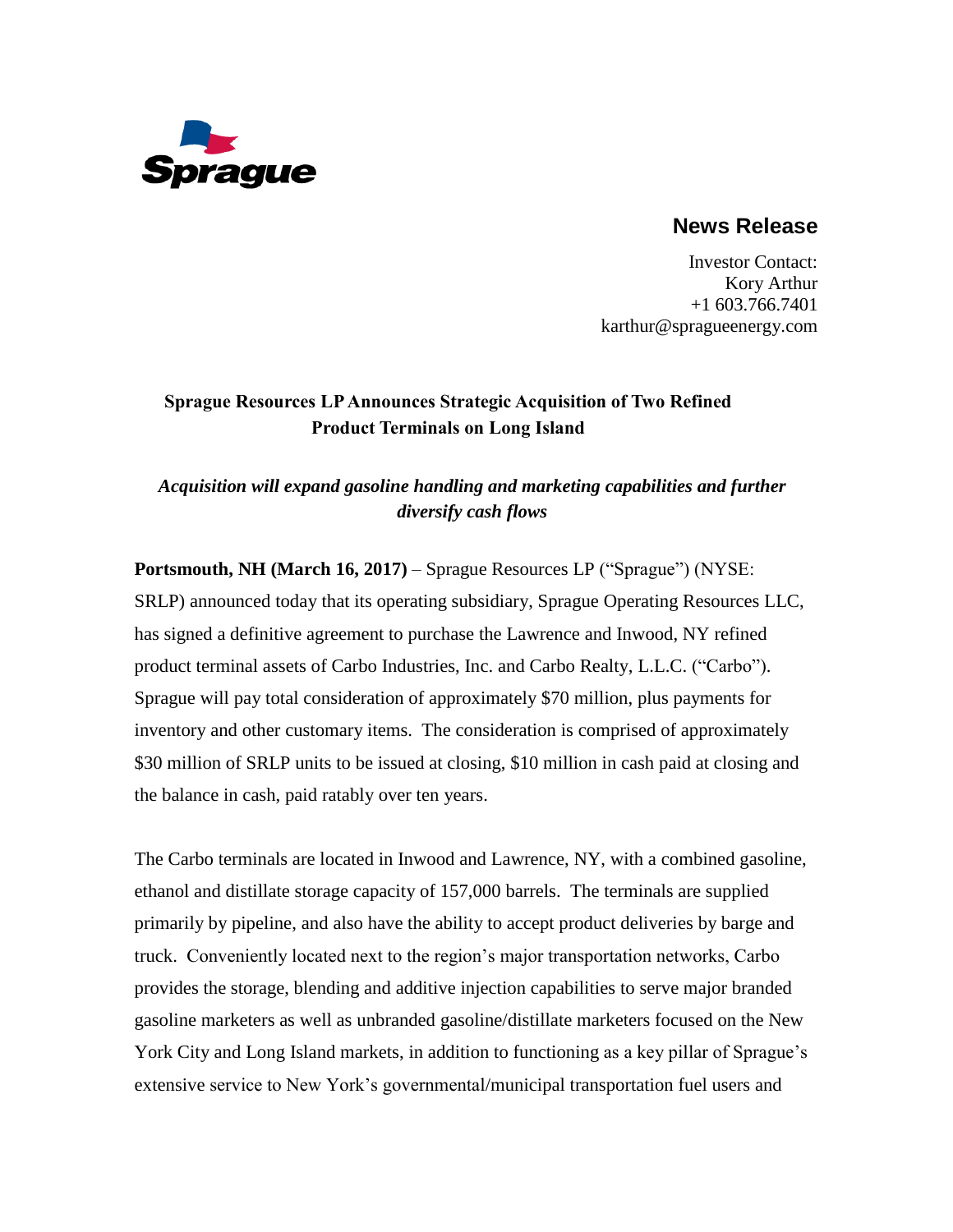Sprague

## News Release

Investor Contact:
Kory Arthur
+1 603.766.7401
karthur@spragueenergy.com

# Sprague Resources LP Announces Strategic Acquisition of Two Refined Product Terminals on Long Island

***Acquisition will expand gasoline handling and marketing capabilities and further diversify cash flows***

**Portsmouth, NH (March 16, 2017)** – Sprague Resources LP ("Sprague") (NYSE: SRLP) announced today that its operating subsidiary, Sprague Operating Resources LLC, has signed a definitive agreement to purchase the Lawrence and Inwood, NY refined product terminal assets of Carbo Industries, Inc. and Carbo Realty, L.L.C. ("Carbo"). Sprague will pay total consideration of approximately $70 million, plus payments for inventory and other customary items. The consideration is comprised of approximately $30 million of SRLP units to be issued at closing, $10 million in cash paid at closing and the balance in cash, paid ratably over ten years.

The Carbo terminals are located in Inwood and Lawrence, NY, with a combined gasoline, ethanol and distillate storage capacity of 157,000 barrels. The terminals are supplied primarily by pipeline, and also have the ability to accept product deliveries by barge and truck. Conveniently located next to the region's major transportation networks, Carbo provides the storage, blending and additive injection capabilities to serve major branded gasoline marketers as well as unbranded gasoline/distillate marketers focused on the New York City and Long Island markets, in addition to functioning as a key pillar of Sprague's extensive service to New York's governmental/municipal transportation fuel users and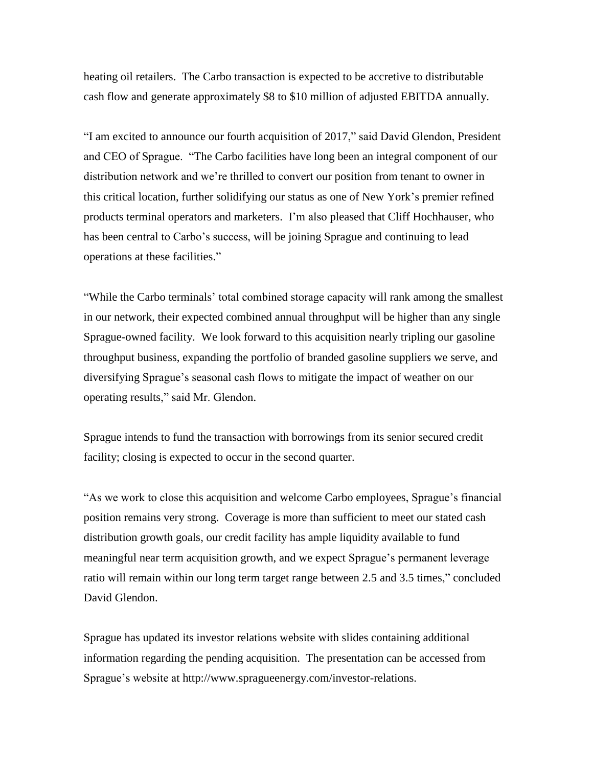heating oil retailers. The Carbo transaction is expected to be accretive to distributable cash flow and generate approximately $8 to $10 million of adjusted EBITDA annually.

"I am excited to announce our fourth acquisition of 2017," said David Glendon, President and CEO of Sprague. "The Carbo facilities have long been an integral component of our distribution network and we're thrilled to convert our position from tenant to owner in this critical location, further solidifying our status as one of New York's premier refined products terminal operators and marketers. I'm also pleased that Cliff Hochhauser, who has been central to Carbo's success, will be joining Sprague and continuing to lead operations at these facilities."

"While the Carbo terminals' total combined storage capacity will rank among the smallest in our network, their expected combined annual throughput will be higher than any single Sprague-owned facility. We look forward to this acquisition nearly tripling our gasoline throughput business, expanding the portfolio of branded gasoline suppliers we serve, and diversifying Sprague's seasonal cash flows to mitigate the impact of weather on our operating results," said Mr. Glendon.

Sprague intends to fund the transaction with borrowings from its senior secured credit facility; closing is expected to occur in the second quarter.

"As we work to close this acquisition and welcome Carbo employees, Sprague's financial position remains very strong. Coverage is more than sufficient to meet our stated cash distribution growth goals, our credit facility has ample liquidity available to fund meaningful near term acquisition growth, and we expect Sprague's permanent leverage ratio will remain within our long term target range between 2.5 and 3.5 times," concluded David Glendon.

Sprague has updated its investor relations website with slides containing additional information regarding the pending acquisition. The presentation can be accessed from Sprague's website at http://www.spragueenergy.com/investor-relations.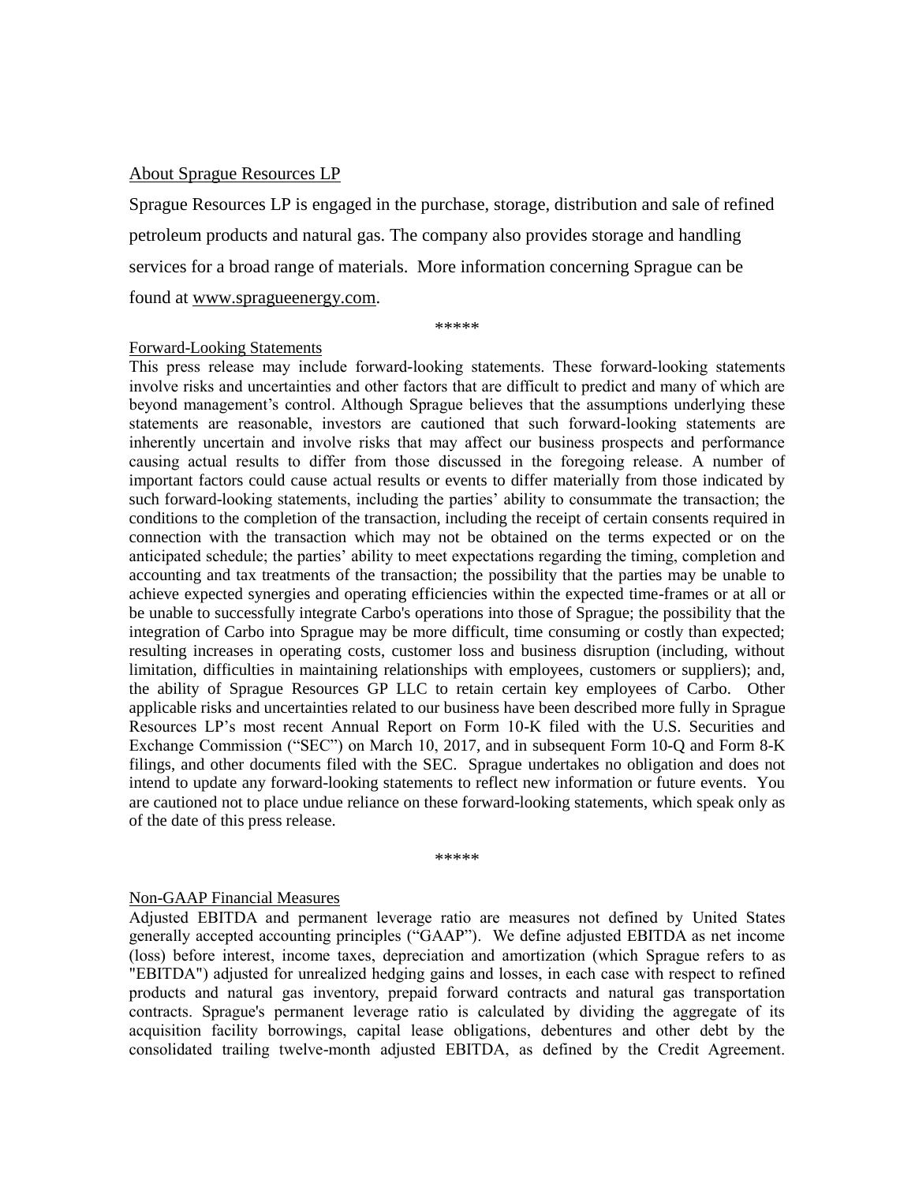About Sprague Resources LP

Sprague Resources LP is engaged in the purchase, storage, distribution and sale of refined petroleum products and natural gas. The company also provides storage and handling services for a broad range of materials. More information concerning Sprague can be found at www.spragueenergy.com.

*****

Forward-Looking Statements

This press release may include forward-looking statements. These forward-looking statements involve risks and uncertainties and other factors that are difficult to predict and many of which are beyond management's control. Although Sprague believes that the assumptions underlying these statements are reasonable, investors are cautioned that such forward-looking statements are inherently uncertain and involve risks that may affect our business prospects and performance causing actual results to differ from those discussed in the foregoing release. A number of important factors could cause actual results or events to differ materially from those indicated by such forward-looking statements, including the parties' ability to consummate the transaction; the conditions to the completion of the transaction, including the receipt of certain consents required in connection with the transaction which may not be obtained on the terms expected or on the anticipated schedule; the parties' ability to meet expectations regarding the timing, completion and accounting and tax treatments of the transaction; the possibility that the parties may be unable to achieve expected synergies and operating efficiencies within the expected time-frames or at all or be unable to successfully integrate Carbo's operations into those of Sprague; the possibility that the integration of Carbo into Sprague may be more difficult, time consuming or costly than expected; resulting increases in operating costs, customer loss and business disruption (including, without limitation, difficulties in maintaining relationships with employees, customers or suppliers); and, the ability of Sprague Resources GP LLC to retain certain key employees of Carbo. Other applicable risks and uncertainties related to our business have been described more fully in Sprague Resources LP's most recent Annual Report on Form 10-K filed with the U.S. Securities and Exchange Commission ("SEC") on March 10, 2017, and in subsequent Form 10-Q and Form 8-K filings, and other documents filed with the SEC. Sprague undertakes no obligation and does not intend to update any forward-looking statements to reflect new information or future events. You are cautioned not to place undue reliance on these forward-looking statements, which speak only as of the date of this press release.

*****

Non-GAAP Financial Measures

Adjusted EBITDA and permanent leverage ratio are measures not defined by United States generally accepted accounting principles ("GAAP"). We define adjusted EBITDA as net income (loss) before interest, income taxes, depreciation and amortization (which Sprague refers to as "EBITDA") adjusted for unrealized hedging gains and losses, in each case with respect to refined products and natural gas inventory, prepaid forward contracts and natural gas transportation contracts. Sprague's permanent leverage ratio is calculated by dividing the aggregate of its acquisition facility borrowings, capital lease obligations, debentures and other debt by the consolidated trailing twelve-month adjusted EBITDA, as defined by the Credit Agreement.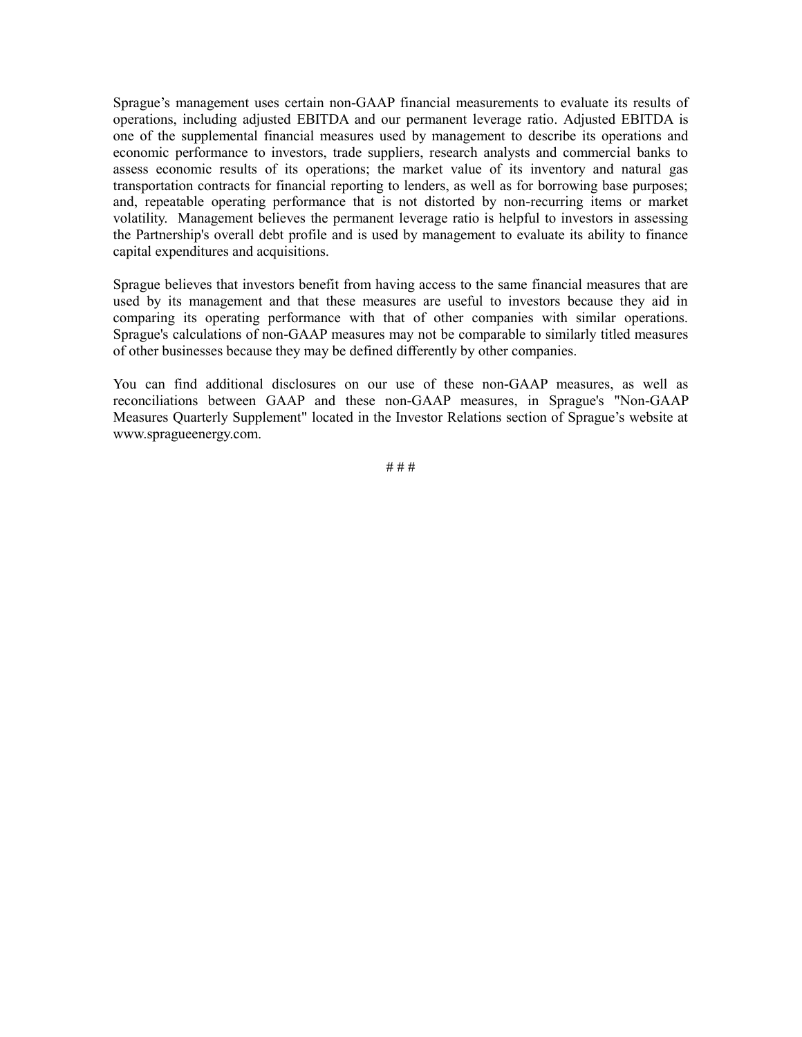Sprague’s management uses certain non-GAAP financial measurements to evaluate its results of operations, including adjusted EBITDA and our permanent leverage ratio. Adjusted EBITDA is one of the supplemental financial measures used by management to describe its operations and economic performance to investors, trade suppliers, research analysts and commercial banks to assess economic results of its operations; the market value of its inventory and natural gas transportation contracts for financial reporting to lenders, as well as for borrowing base purposes; and, repeatable operating performance that is not distorted by non-recurring items or market volatility. Management believes the permanent leverage ratio is helpful to investors in assessing the Partnership's overall debt profile and is used by management to evaluate its ability to finance capital expenditures and acquisitions.

Sprague believes that investors benefit from having access to the same financial measures that are used by its management and that these measures are useful to investors because they aid in comparing its operating performance with that of other companies with similar operations. Sprague's calculations of non-GAAP measures may not be comparable to similarly titled measures of other businesses because they may be defined differently by other companies.

You can find additional disclosures on our use of these non-GAAP measures, as well as reconciliations between GAAP and these non-GAAP measures, in Sprague's "Non-GAAP Measures Quarterly Supplement" located in the Investor Relations section of Sprague’s website at www.spragueenergy.com.

# # #